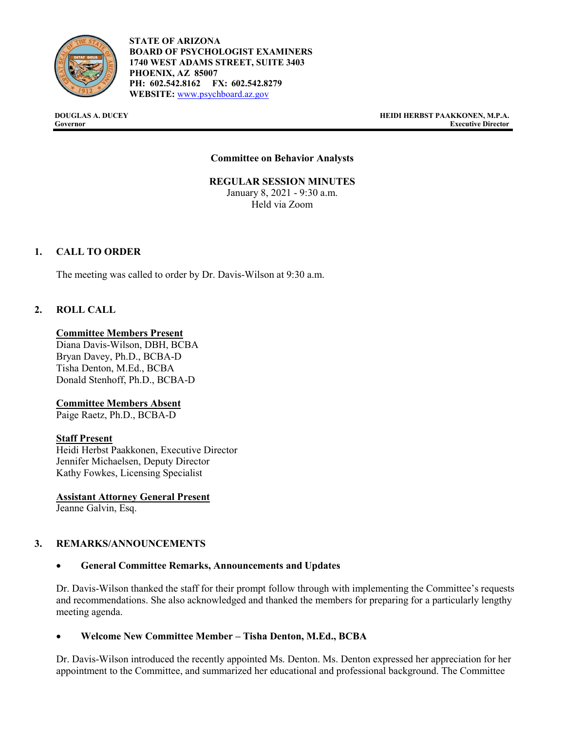**STATE OF ARIZONA**
**BOARD OF PSYCHOLOGIST EXAMINERS**
**1740 WEST ADAMS STREET, SUITE 3403**
**PHOENIX, AZ 85007**
**PH: 602.542.8162 FX: 602.542.8279**
**WEBSITE:** www.psychboard.az.gov

**DOUGLAS A. DUCEY**
**Governor**

**HEIDI HERBST PAAKKONEN, M.P.A.**
**Executive Director**

**Committee on Behavior Analysts**

**REGULAR SESSION MINUTES**
January 8, 2021 - 9:30 a.m.
Held via Zoom

## 1. CALL TO ORDER

The meeting was called to order by Dr. Davis-Wilson at 9:30 a.m.

## 2. ROLL CALL

**Committee Members Present**
Diana Davis-Wilson, DBH, BCBA
Bryan Davey, Ph.D., BCBA-D
Tisha Denton, M.Ed., BCBA
Donald Stenhoff, Ph.D., BCBA-D

**Committee Members Absent**
Paige Raetz, Ph.D., BCBA-D

**Staff Present**
Heidi Herbst Paakkonen, Executive Director
Jennifer Michaelsen, Deputy Director
Kathy Fowkes, Licensing Specialist

**Assistant Attorney General Present**
Jeanne Galvin, Esq.

## 3. REMARKS/ANNOUNCEMENTS

- **General Committee Remarks, Announcements and Updates**

Dr. Davis-Wilson thanked the staff for their prompt follow through with implementing the Committee's requests and recommendations. She also acknowledged and thanked the members for preparing for a particularly lengthy meeting agenda.

- **Welcome New Committee Member – Tisha Denton, M.Ed., BCBA**

Dr. Davis-Wilson introduced the recently appointed Ms. Denton. Ms. Denton expressed her appreciation for her appointment to the Committee, and summarized her educational and professional background. The Committee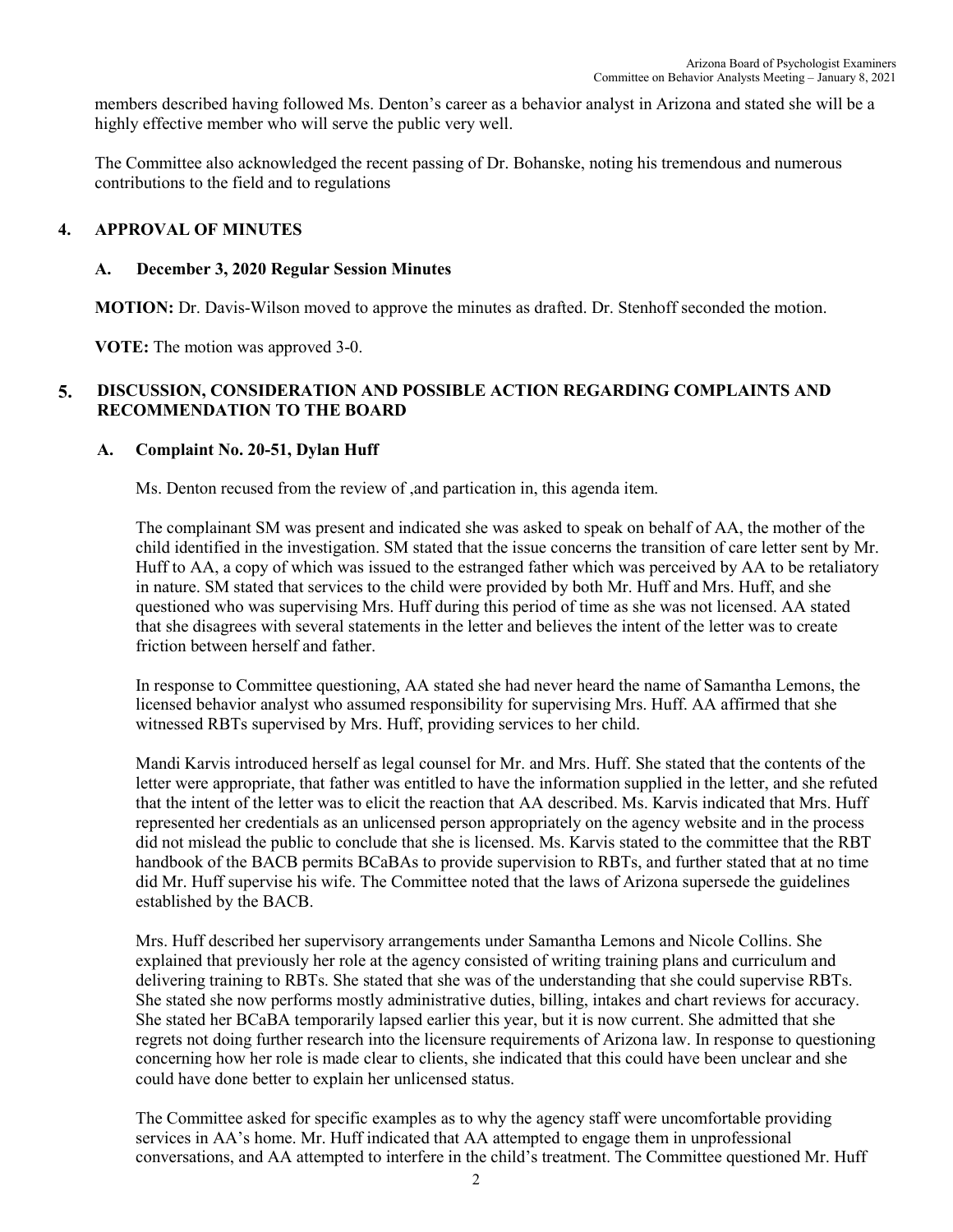members described having followed Ms. Denton's career as a behavior analyst in Arizona and stated she will be a highly effective member who will serve the public very well.

The Committee also acknowledged the recent passing of Dr. Bohanske, noting his tremendous and numerous contributions to the field and to regulations

## 4. APPROVAL OF MINUTES

### A. December 3, 2020 Regular Session Minutes

**MOTION:** Dr. Davis-Wilson moved to approve the minutes as drafted. Dr. Stenhoff seconded the motion.

**VOTE:** The motion was approved 3-0.

## 5. DISCUSSION, CONSIDERATION AND POSSIBLE ACTION REGARDING COMPLAINTS AND RECOMMENDATION TO THE BOARD

### A. Complaint No. 20-51, Dylan Huff

Ms. Denton recused from the review of ,and partication in, this agenda item.

The complainant SM was present and indicated she was asked to speak on behalf of AA, the mother of the child identified in the investigation. SM stated that the issue concerns the transition of care letter sent by Mr. Huff to AA, a copy of which was issued to the estranged father which was perceived by AA to be retaliatory in nature. SM stated that services to the child were provided by both Mr. Huff and Mrs. Huff, and she questioned who was supervising Mrs. Huff during this period of time as she was not licensed. AA stated that she disagrees with several statements in the letter and believes the intent of the letter was to create friction between herself and father.

In response to Committee questioning, AA stated she had never heard the name of Samantha Lemons, the licensed behavior analyst who assumed responsibility for supervising Mrs. Huff. AA affirmed that she witnessed RBTs supervised by Mrs. Huff, providing services to her child.

Mandi Karvis introduced herself as legal counsel for Mr. and Mrs. Huff. She stated that the contents of the letter were appropriate, that father was entitled to have the information supplied in the letter, and she refuted that the intent of the letter was to elicit the reaction that AA described. Ms. Karvis indicated that Mrs. Huff represented her credentials as an unlicensed person appropriately on the agency website and in the process did not mislead the public to conclude that she is licensed. Ms. Karvis stated to the committee that the RBT handbook of the BACB permits BCaBAs to provide supervision to RBTs, and further stated that at no time did Mr. Huff supervise his wife. The Committee noted that the laws of Arizona supersede the guidelines established by the BACB.

Mrs. Huff described her supervisory arrangements under Samantha Lemons and Nicole Collins. She explained that previously her role at the agency consisted of writing training plans and curriculum and delivering training to RBTs. She stated that she was of the understanding that she could supervise RBTs. She stated she now performs mostly administrative duties, billing, intakes and chart reviews for accuracy. She stated her BCaBA temporarily lapsed earlier this year, but it is now current. She admitted that she regrets not doing further research into the licensure requirements of Arizona law. In response to questioning concerning how her role is made clear to clients, she indicated that this could have been unclear and she could have done better to explain her unlicensed status.

The Committee asked for specific examples as to why the agency staff were uncomfortable providing services in AA's home. Mr. Huff indicated that AA attempted to engage them in unprofessional conversations, and AA attempted to interfere in the child's treatment. The Committee questioned Mr. Huff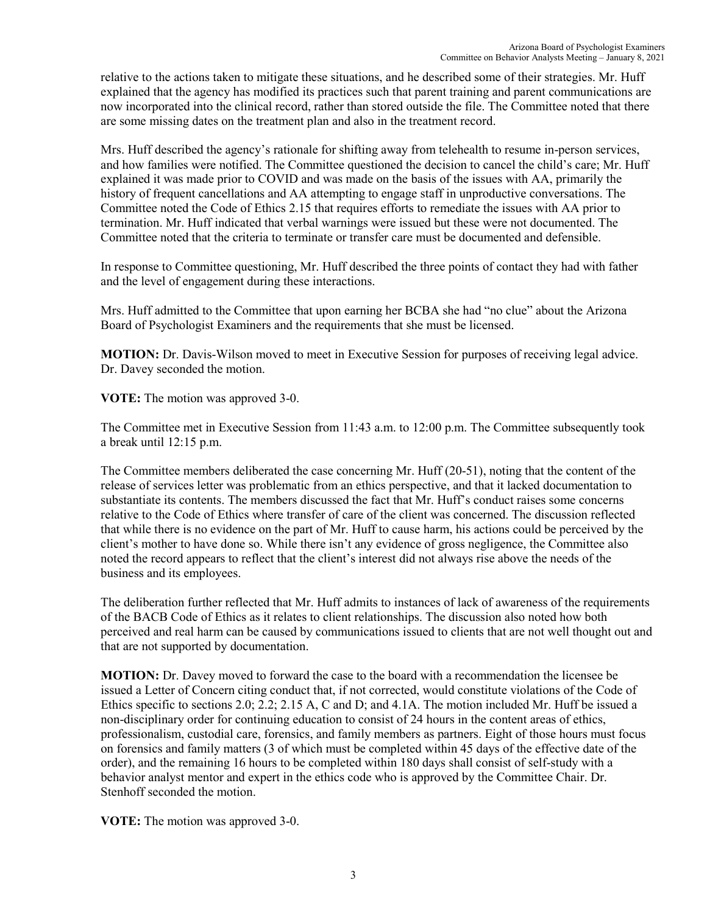relative to the actions taken to mitigate these situations, and he described some of their strategies. Mr. Huff explained that the agency has modified its practices such that parent training and parent communications are now incorporated into the clinical record, rather than stored outside the file. The Committee noted that there are some missing dates on the treatment plan and also in the treatment record.

Mrs. Huff described the agency's rationale for shifting away from telehealth to resume in-person services, and how families were notified. The Committee questioned the decision to cancel the child's care; Mr. Huff explained it was made prior to COVID and was made on the basis of the issues with AA, primarily the history of frequent cancellations and AA attempting to engage staff in unproductive conversations. The Committee noted the Code of Ethics 2.15 that requires efforts to remediate the issues with AA prior to termination. Mr. Huff indicated that verbal warnings were issued but these were not documented. The Committee noted that the criteria to terminate or transfer care must be documented and defensible.

In response to Committee questioning, Mr. Huff described the three points of contact they had with father and the level of engagement during these interactions.

Mrs. Huff admitted to the Committee that upon earning her BCBA she had "no clue" about the Arizona Board of Psychologist Examiners and the requirements that she must be licensed.

**MOTION:** Dr. Davis-Wilson moved to meet in Executive Session for purposes of receiving legal advice. Dr. Davey seconded the motion.

**VOTE:** The motion was approved 3-0.

The Committee met in Executive Session from 11:43 a.m. to 12:00 p.m. The Committee subsequently took a break until 12:15 p.m.

The Committee members deliberated the case concerning Mr. Huff (20-51), noting that the content of the release of services letter was problematic from an ethics perspective, and that it lacked documentation to substantiate its contents. The members discussed the fact that Mr. Huff's conduct raises some concerns relative to the Code of Ethics where transfer of care of the client was concerned. The discussion reflected that while there is no evidence on the part of Mr. Huff to cause harm, his actions could be perceived by the client's mother to have done so. While there isn't any evidence of gross negligence, the Committee also noted the record appears to reflect that the client's interest did not always rise above the needs of the business and its employees.

The deliberation further reflected that Mr. Huff admits to instances of lack of awareness of the requirements of the BACB Code of Ethics as it relates to client relationships. The discussion also noted how both perceived and real harm can be caused by communications issued to clients that are not well thought out and that are not supported by documentation.

**MOTION:** Dr. Davey moved to forward the case to the board with a recommendation the licensee be issued a Letter of Concern citing conduct that, if not corrected, would constitute violations of the Code of Ethics specific to sections 2.0; 2.2; 2.15 A, C and D; and 4.1A. The motion included Mr. Huff be issued a non-disciplinary order for continuing education to consist of 24 hours in the content areas of ethics, professionalism, custodial care, forensics, and family members as partners. Eight of those hours must focus on forensics and family matters (3 of which must be completed within 45 days of the effective date of the order), and the remaining 16 hours to be completed within 180 days shall consist of self-study with a behavior analyst mentor and expert in the ethics code who is approved by the Committee Chair. Dr. Stenhoff seconded the motion.

**VOTE:** The motion was approved 3-0.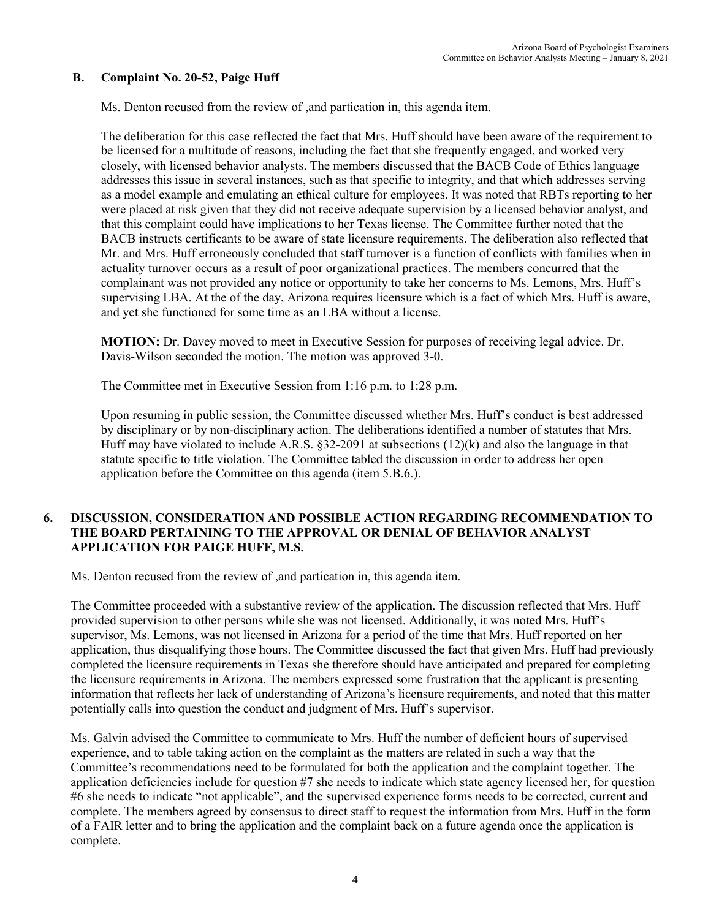### B. Complaint No. 20-52, Paige Huff

Ms. Denton recused from the review of ,and partication in, this agenda item.

The deliberation for this case reflected the fact that Mrs. Huff should have been aware of the requirement to be licensed for a multitude of reasons, including the fact that she frequently engaged, and worked very closely, with licensed behavior analysts. The members discussed that the BACB Code of Ethics language addresses this issue in several instances, such as that specific to integrity, and that which addresses serving as a model example and emulating an ethical culture for employees. It was noted that RBTs reporting to her were placed at risk given that they did not receive adequate supervision by a licensed behavior analyst, and that this complaint could have implications to her Texas license. The Committee further noted that the BACB instructs certificants to be aware of state licensure requirements. The deliberation also reflected that Mr. and Mrs. Huff erroneously concluded that staff turnover is a function of conflicts with families when in actuality turnover occurs as a result of poor organizational practices. The members concurred that the complainant was not provided any notice or opportunity to take her concerns to Ms. Lemons, Mrs. Huff's supervising LBA. At the of the day, Arizona requires licensure which is a fact of which Mrs. Huff is aware, and yet she functioned for some time as an LBA without a license.

**MOTION:** Dr. Davey moved to meet in Executive Session for purposes of receiving legal advice. Dr. Davis-Wilson seconded the motion. The motion was approved 3-0.

The Committee met in Executive Session from 1:16 p.m. to 1:28 p.m.

Upon resuming in public session, the Committee discussed whether Mrs. Huff's conduct is best addressed by disciplinary or by non-disciplinary action. The deliberations identified a number of statutes that Mrs. Huff may have violated to include A.R.S. §32-2091 at subsections (12)(k) and also the language in that statute specific to title violation. The Committee tabled the discussion in order to address her open application before the Committee on this agenda (item 5.B.6.).

## 6. DISCUSSION, CONSIDERATION AND POSSIBLE ACTION REGARDING RECOMMENDATION TO THE BOARD PERTAINING TO THE APPROVAL OR DENIAL OF BEHAVIOR ANALYST APPLICATION FOR PAIGE HUFF, M.S.

Ms. Denton recused from the review of ,and partication in, this agenda item.

The Committee proceeded with a substantive review of the application. The discussion reflected that Mrs. Huff provided supervision to other persons while she was not licensed. Additionally, it was noted Mrs. Huff's supervisor, Ms. Lemons, was not licensed in Arizona for a period of the time that Mrs. Huff reported on her application, thus disqualifying those hours. The Committee discussed the fact that given Mrs. Huff had previously completed the licensure requirements in Texas she therefore should have anticipated and prepared for completing the licensure requirements in Arizona. The members expressed some frustration that the applicant is presenting information that reflects her lack of understanding of Arizona's licensure requirements, and noted that this matter potentially calls into question the conduct and judgment of Mrs. Huff's supervisor.

Ms. Galvin advised the Committee to communicate to Mrs. Huff the number of deficient hours of supervised experience, and to table taking action on the complaint as the matters are related in such a way that the Committee's recommendations need to be formulated for both the application and the complaint together. The application deficiencies include for question #7 she needs to indicate which state agency licensed her, for question #6 she needs to indicate "not applicable", and the supervised experience forms needs to be corrected, current and complete. The members agreed by consensus to direct staff to request the information from Mrs. Huff in the form of a FAIR letter and to bring the application and the complaint back on a future agenda once the application is complete.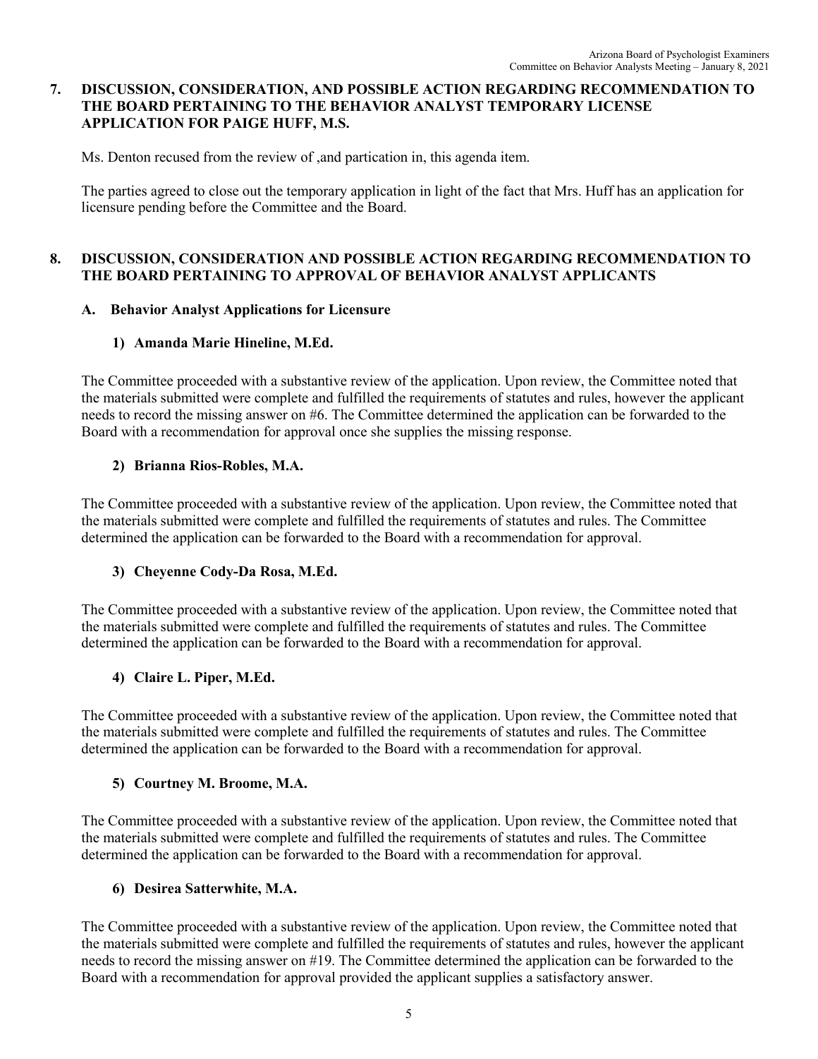## 7. DISCUSSION, CONSIDERATION, AND POSSIBLE ACTION REGARDING RECOMMENDATION TO THE BOARD PERTAINING TO THE BEHAVIOR ANALYST TEMPORARY LICENSE APPLICATION FOR PAIGE HUFF, M.S.

Ms. Denton recused from the review of ,and partication in, this agenda item.

The parties agreed to close out the temporary application in light of the fact that Mrs. Huff has an application for licensure pending before the Committee and the Board.

## 8. DISCUSSION, CONSIDERATION AND POSSIBLE ACTION REGARDING RECOMMENDATION TO THE BOARD PERTAINING TO APPROVAL OF BEHAVIOR ANALYST APPLICANTS

### A. Behavior Analyst Applications for Licensure

#### 1) Amanda Marie Hineline, M.Ed.

The Committee proceeded with a substantive review of the application. Upon review, the Committee noted that the materials submitted were complete and fulfilled the requirements of statutes and rules, however the applicant needs to record the missing answer on #6. The Committee determined the application can be forwarded to the Board with a recommendation for approval once she supplies the missing response.

#### 2) Brianna Rios-Robles, M.A.

The Committee proceeded with a substantive review of the application. Upon review, the Committee noted that the materials submitted were complete and fulfilled the requirements of statutes and rules. The Committee determined the application can be forwarded to the Board with a recommendation for approval.

#### 3) Cheyenne Cody-Da Rosa, M.Ed.

The Committee proceeded with a substantive review of the application. Upon review, the Committee noted that the materials submitted were complete and fulfilled the requirements of statutes and rules. The Committee determined the application can be forwarded to the Board with a recommendation for approval.

#### 4) Claire L. Piper, M.Ed.

The Committee proceeded with a substantive review of the application. Upon review, the Committee noted that the materials submitted were complete and fulfilled the requirements of statutes and rules. The Committee determined the application can be forwarded to the Board with a recommendation for approval.

#### 5) Courtney M. Broome, M.A.

The Committee proceeded with a substantive review of the application. Upon review, the Committee noted that the materials submitted were complete and fulfilled the requirements of statutes and rules. The Committee determined the application can be forwarded to the Board with a recommendation for approval.

#### 6) Desirea Satterwhite, M.A.

The Committee proceeded with a substantive review of the application. Upon review, the Committee noted that the materials submitted were complete and fulfilled the requirements of statutes and rules, however the applicant needs to record the missing answer on #19. The Committee determined the application can be forwarded to the Board with a recommendation for approval provided the applicant supplies a satisfactory answer.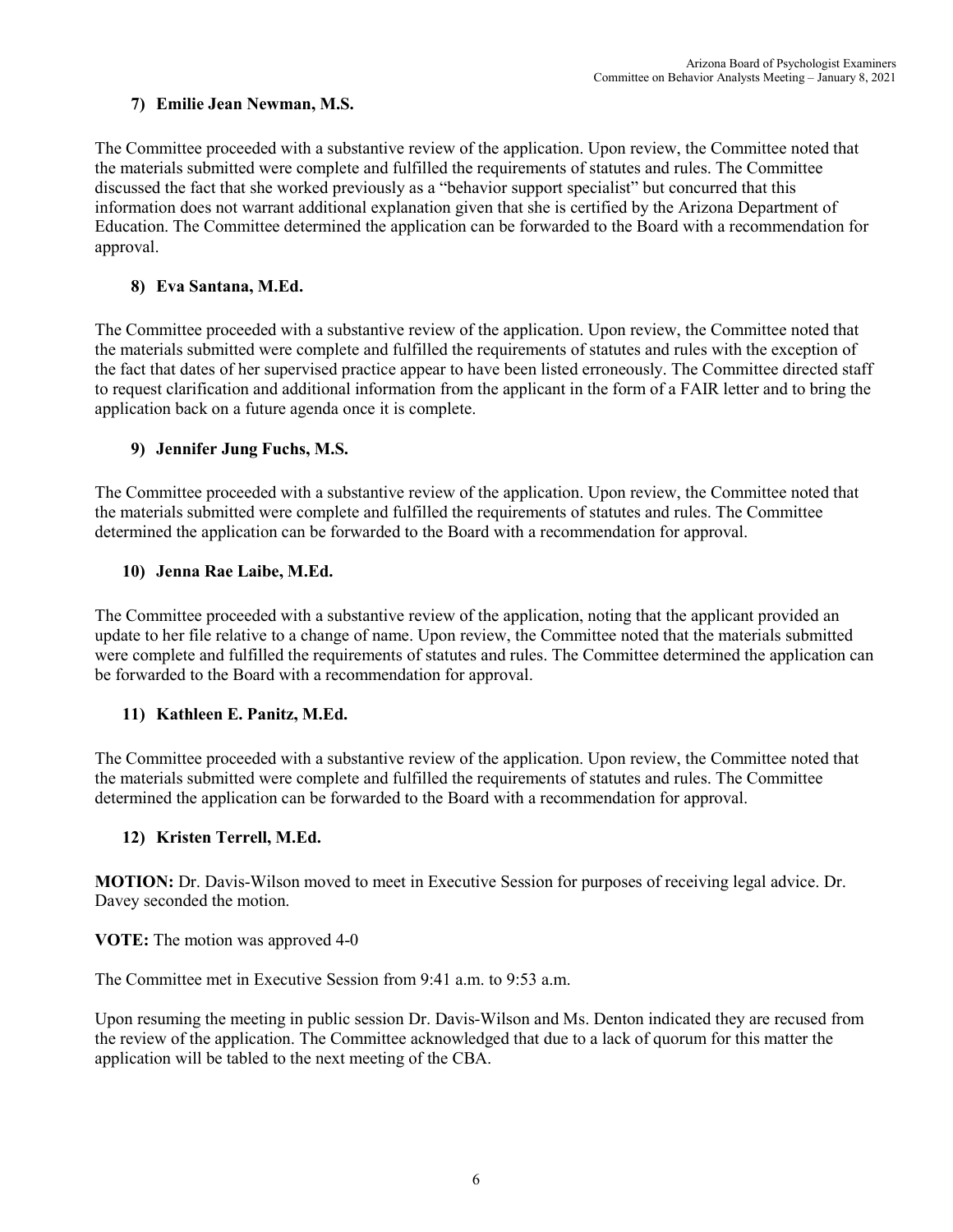**7) Emilie Jean Newman, M.S.**

The Committee proceeded with a substantive review of the application. Upon review, the Committee noted that the materials submitted were complete and fulfilled the requirements of statutes and rules. The Committee discussed the fact that she worked previously as a "behavior support specialist" but concurred that this information does not warrant additional explanation given that she is certified by the Arizona Department of Education. The Committee determined the application can be forwarded to the Board with a recommendation for approval.

**8) Eva Santana, M.Ed.**

The Committee proceeded with a substantive review of the application. Upon review, the Committee noted that the materials submitted were complete and fulfilled the requirements of statutes and rules with the exception of the fact that dates of her supervised practice appear to have been listed erroneously. The Committee directed staff to request clarification and additional information from the applicant in the form of a FAIR letter and to bring the application back on a future agenda once it is complete.

**9) Jennifer Jung Fuchs, M.S.**

The Committee proceeded with a substantive review of the application. Upon review, the Committee noted that the materials submitted were complete and fulfilled the requirements of statutes and rules. The Committee determined the application can be forwarded to the Board with a recommendation for approval.

**10) Jenna Rae Laibe, M.Ed.**

The Committee proceeded with a substantive review of the application, noting that the applicant provided an update to her file relative to a change of name. Upon review, the Committee noted that the materials submitted were complete and fulfilled the requirements of statutes and rules. The Committee determined the application can be forwarded to the Board with a recommendation for approval.

**11) Kathleen E. Panitz, M.Ed.**

The Committee proceeded with a substantive review of the application. Upon review, the Committee noted that the materials submitted were complete and fulfilled the requirements of statutes and rules. The Committee determined the application can be forwarded to the Board with a recommendation for approval.

**12) Kristen Terrell, M.Ed.**

**MOTION:** Dr. Davis-Wilson moved to meet in Executive Session for purposes of receiving legal advice. Dr. Davey seconded the motion.

**VOTE:** The motion was approved 4-0

The Committee met in Executive Session from 9:41 a.m. to 9:53 a.m.

Upon resuming the meeting in public session Dr. Davis-Wilson and Ms. Denton indicated they are recused from the review of the application. The Committee acknowledged that due to a lack of quorum for this matter the application will be tabled to the next meeting of the CBA.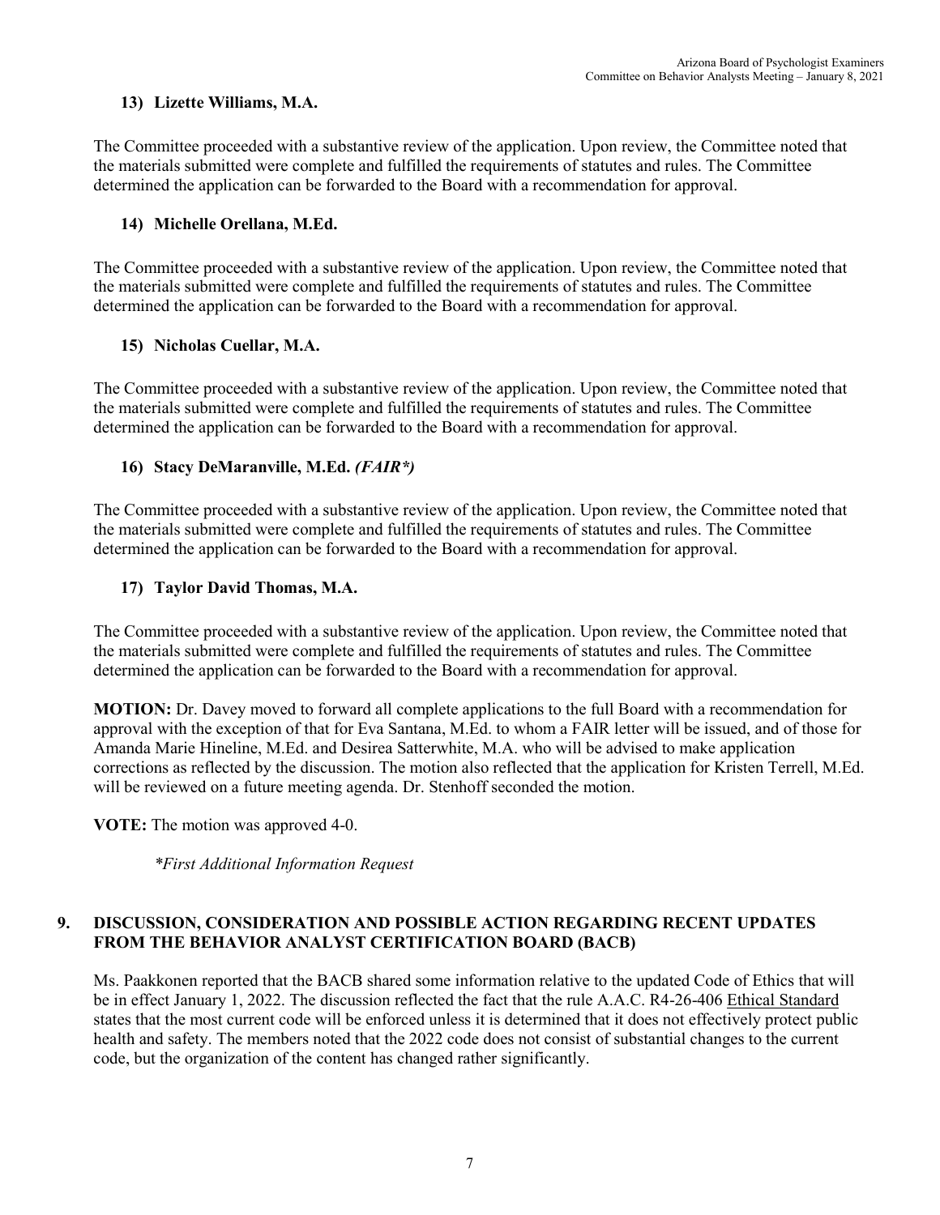**13) Lizette Williams, M.A.**

The Committee proceeded with a substantive review of the application. Upon review, the Committee noted that the materials submitted were complete and fulfilled the requirements of statutes and rules. The Committee determined the application can be forwarded to the Board with a recommendation for approval.

**14) Michelle Orellana, M.Ed.**

The Committee proceeded with a substantive review of the application. Upon review, the Committee noted that the materials submitted were complete and fulfilled the requirements of statutes and rules. The Committee determined the application can be forwarded to the Board with a recommendation for approval.

**15) Nicholas Cuellar, M.A.**

The Committee proceeded with a substantive review of the application. Upon review, the Committee noted that the materials submitted were complete and fulfilled the requirements of statutes and rules. The Committee determined the application can be forwarded to the Board with a recommendation for approval.

**16) Stacy DeMaranville, M.Ed.** ***(FAIR*)***

The Committee proceeded with a substantive review of the application. Upon review, the Committee noted that the materials submitted were complete and fulfilled the requirements of statutes and rules. The Committee determined the application can be forwarded to the Board with a recommendation for approval.

**17) Taylor David Thomas, M.A.**

The Committee proceeded with a substantive review of the application. Upon review, the Committee noted that the materials submitted were complete and fulfilled the requirements of statutes and rules. The Committee determined the application can be forwarded to the Board with a recommendation for approval.

**MOTION:** Dr. Davey moved to forward all complete applications to the full Board with a recommendation for approval with the exception of that for Eva Santana, M.Ed. to whom a FAIR letter will be issued, and of those for Amanda Marie Hineline, M.Ed. and Desirea Satterwhite, M.A. who will be advised to make application corrections as reflected by the discussion. The motion also reflected that the application for Kristen Terrell, M.Ed. will be reviewed on a future meeting agenda. Dr. Stenhoff seconded the motion.

**VOTE:** The motion was approved 4-0.

*\*First Additional Information Request*

## 9. DISCUSSION, CONSIDERATION AND POSSIBLE ACTION REGARDING RECENT UPDATES FROM THE BEHAVIOR ANALYST CERTIFICATION BOARD (BACB)

Ms. Paakkonen reported that the BACB shared some information relative to the updated Code of Ethics that will be in effect January 1, 2022. The discussion reflected the fact that the rule A.A.C. R4-26-406 Ethical Standard states that the most current code will be enforced unless it is determined that it does not effectively protect public health and safety. The members noted that the 2022 code does not consist of substantial changes to the current code, but the organization of the content has changed rather significantly.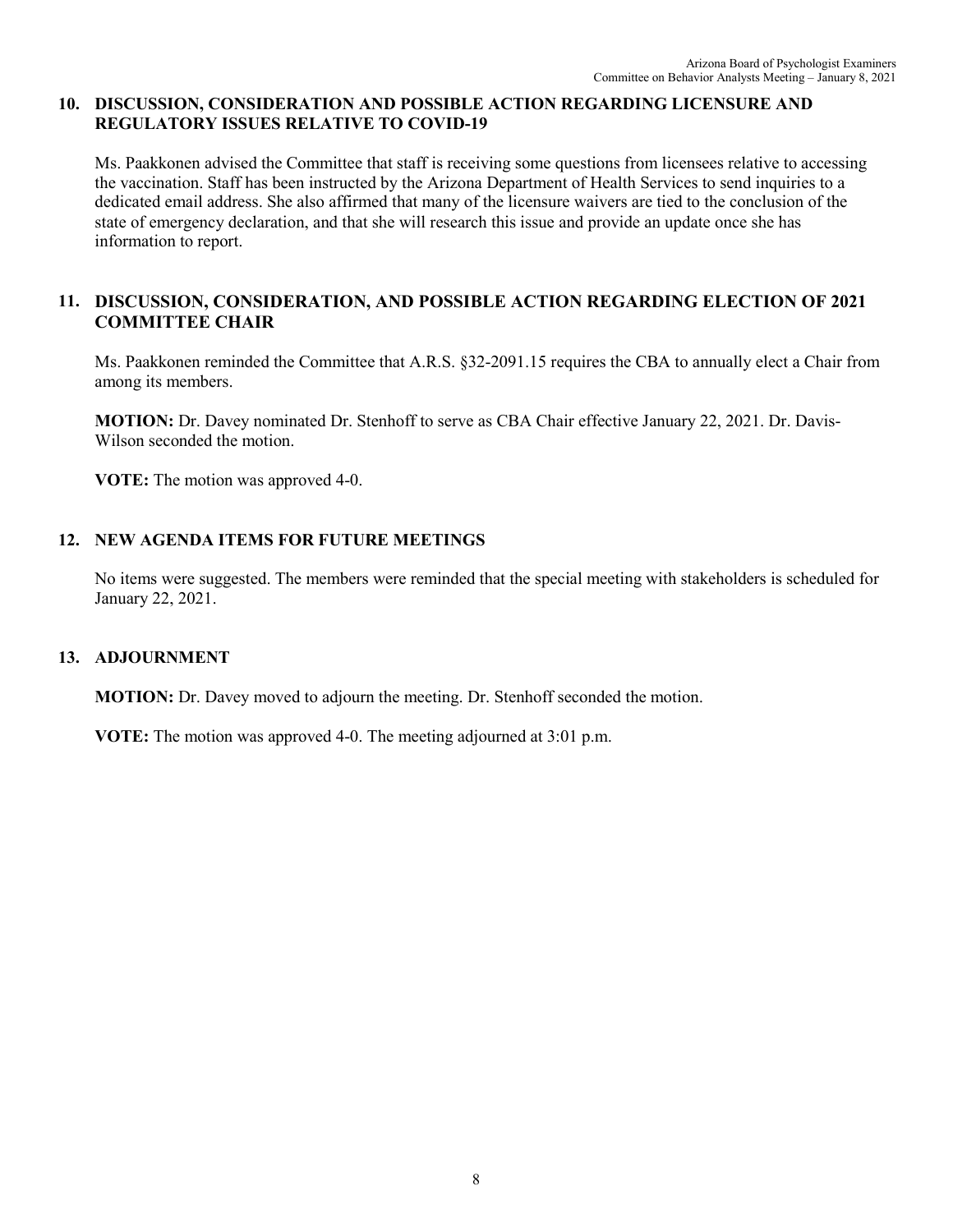## 10. DISCUSSION, CONSIDERATION AND POSSIBLE ACTION REGARDING LICENSURE AND REGULATORY ISSUES RELATIVE TO COVID-19

Ms. Paakkonen advised the Committee that staff is receiving some questions from licensees relative to accessing the vaccination. Staff has been instructed by the Arizona Department of Health Services to send inquiries to a dedicated email address. She also affirmed that many of the licensure waivers are tied to the conclusion of the state of emergency declaration, and that she will research this issue and provide an update once she has information to report.

## 11. DISCUSSION, CONSIDERATION, AND POSSIBLE ACTION REGARDING ELECTION OF 2021 COMMITTEE CHAIR

Ms. Paakkonen reminded the Committee that A.R.S. §32-2091.15 requires the CBA to annually elect a Chair from among its members.

**MOTION:** Dr. Davey nominated Dr. Stenhoff to serve as CBA Chair effective January 22, 2021. Dr. Davis-Wilson seconded the motion.

**VOTE:** The motion was approved 4-0.

## 12. NEW AGENDA ITEMS FOR FUTURE MEETINGS

No items were suggested. The members were reminded that the special meeting with stakeholders is scheduled for January 22, 2021.

## 13. ADJOURNMENT

**MOTION:** Dr. Davey moved to adjourn the meeting. Dr. Stenhoff seconded the motion.

**VOTE:** The motion was approved 4-0. The meeting adjourned at 3:01 p.m.